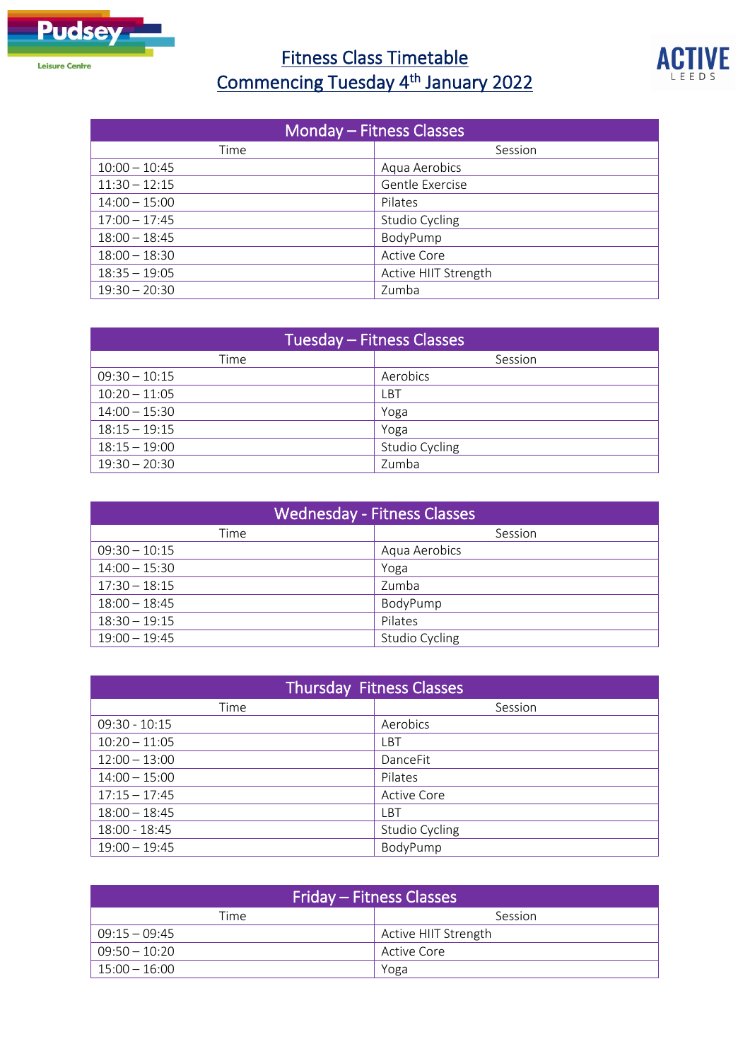# Fitness Class Timetable
# Commencing Tuesday 4th January 2022

| Monday – Fitness Classes | |
|---|---|
| Time | Session |
| 10:00 – 10:45 | Aqua Aerobics |
| 11:30 – 12:15 | Gentle Exercise |
| 14:00 – 15:00 | Pilates |
| 17:00 – 17:45 | Studio Cycling |
| 18:00 – 18:45 | BodyPump |
| 18:00 – 18:30 | Active Core |
| 18:35 – 19:05 | Active HIIT Strength |
| 19:30 – 20:30 | Zumba |

| Tuesday – Fitness Classes | |
|---|---|
| Time | Session |
| 09:30 – 10:15 | Aerobics |
| 10:20 – 11:05 | LBT |
| 14:00 – 15:30 | Yoga |
| 18:15 – 19:15 | Yoga |
| 18:15 – 19:00 | Studio Cycling |
| 19:30 – 20:30 | Zumba |

| Wednesday - Fitness Classes | |
|---|---|
| Time | Session |
| 09:30 – 10:15 | Aqua Aerobics |
| 14:00 – 15:30 | Yoga |
| 17:30 – 18:15 | Zumba |
| 18:00 – 18:45 | BodyPump |
| 18:30 – 19:15 | Pilates |
| 19:00 – 19:45 | Studio Cycling |

| Thursday Fitness Classes | |
|---|---|
| Time | Session |
| 09:30 - 10:15 | Aerobics |
| 10:20 – 11:05 | LBT |
| 12:00 – 13:00 | DanceFit |
| 14:00 – 15:00 | Pilates |
| 17:15 – 17:45 | Active Core |
| 18:00 – 18:45 | LBT |
| 18:00 - 18:45 | Studio Cycling |
| 19:00 – 19:45 | BodyPump |

| Friday – Fitness Classes | |
|---|---|
| Time | Session |
| 09:15 – 09:45 | Active HIIT Strength |
| 09:50 – 10:20 | Active Core |
| 15:00 – 16:00 | Yoga |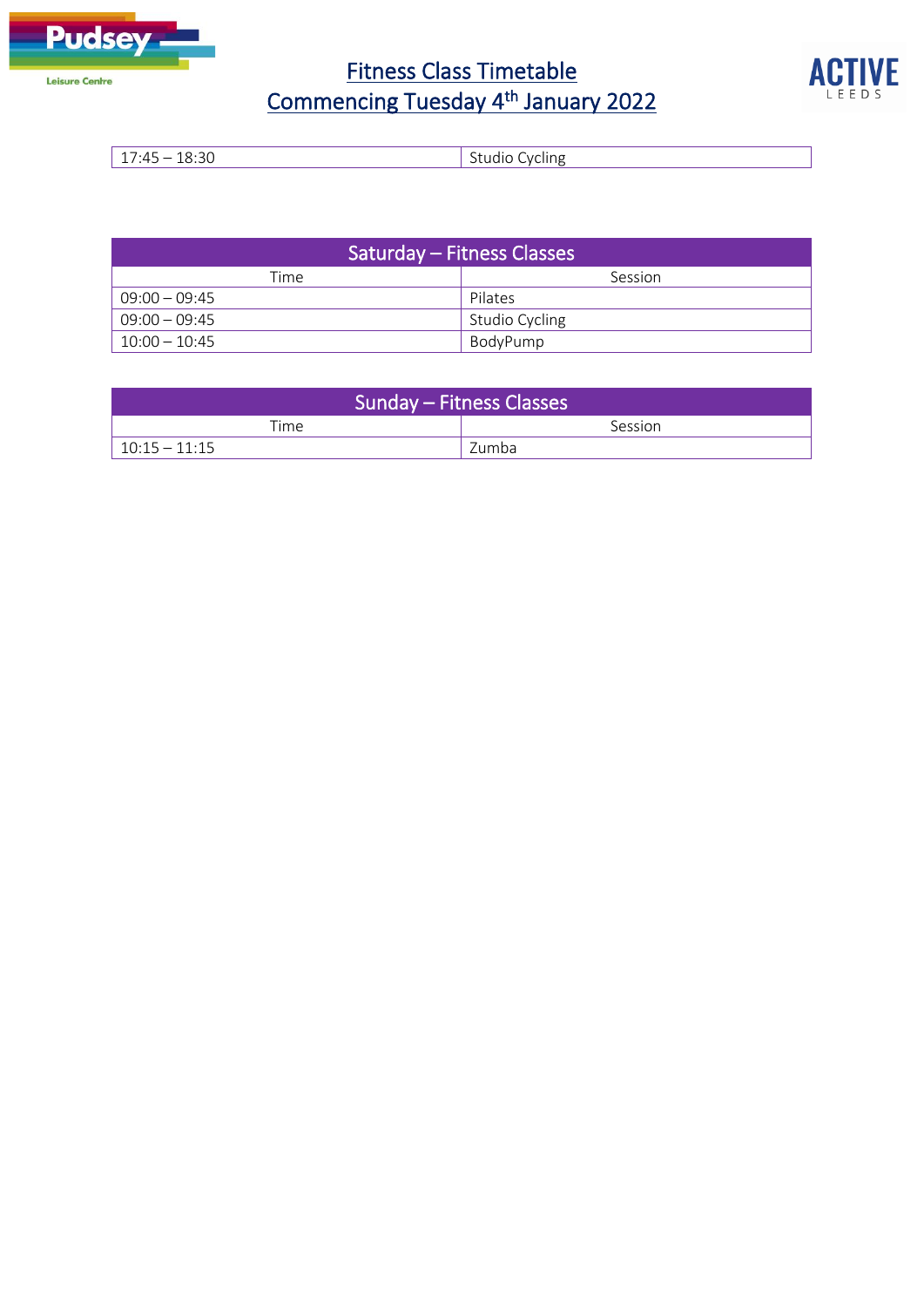# Fitness Class Timetable
## Commencing Tuesday 4th January 2022

| | |
|---|---|
| 17:45 – 18:30 | Studio Cycling |

| Saturday – Fitness Classes | |
|---|---|
| Time | Session |
| 09:00 – 09:45 | Pilates |
| 09:00 – 09:45 | Studio Cycling |
| 10:00 – 10:45 | BodyPump |

| Sunday – Fitness Classes | |
|---|---|
| Time | Session |
| 10:15 – 11:15 | Zumba |